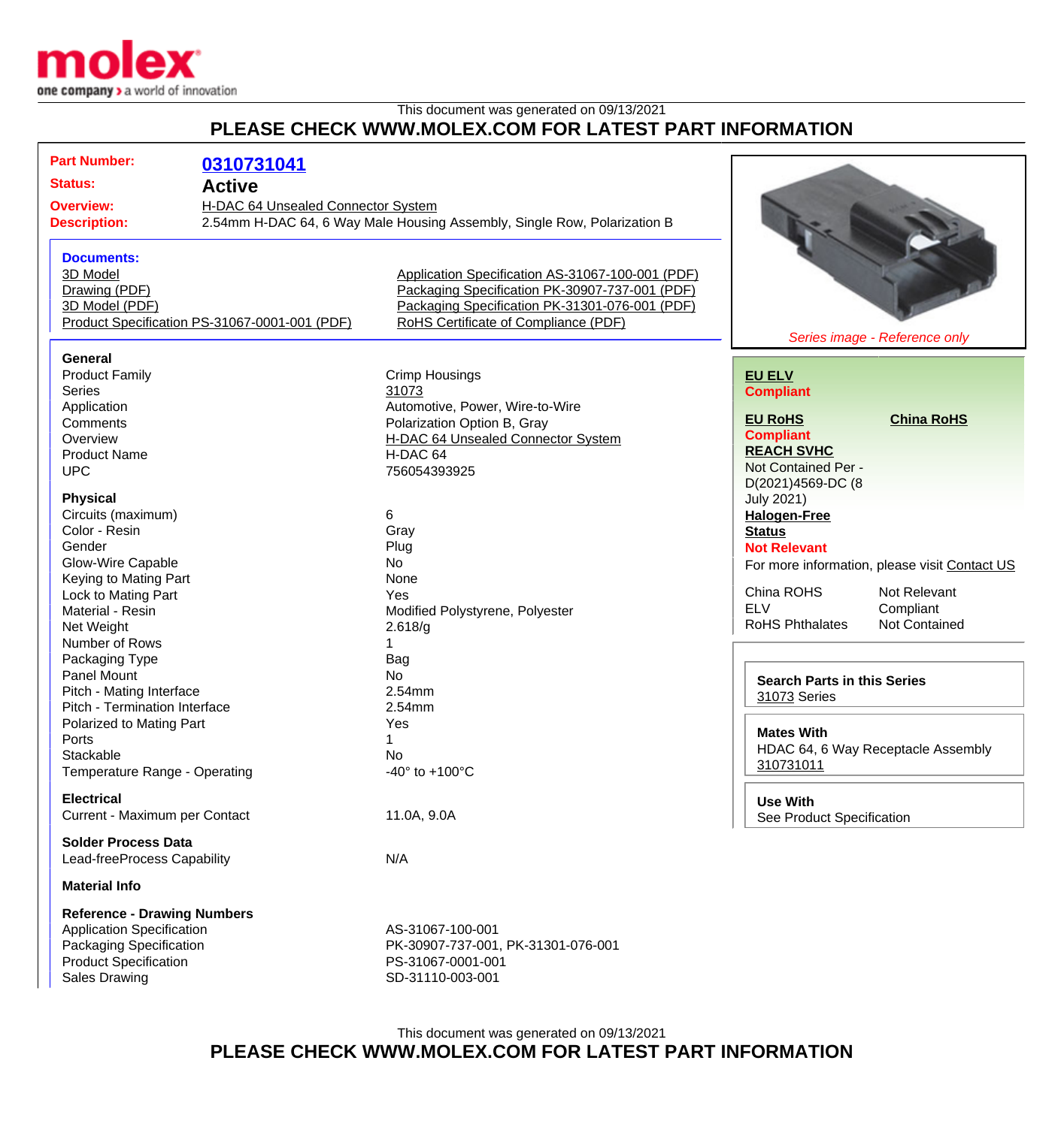This document was generated on 09/13/2021

## PLEASE CHECK WWW.MOLEX.COM FOR LATEST PART INFORMATION

**Part Number:** 0310731041
**Status:** Active
**Overview:** H-DAC 64 Unsealed Connector System
**Description:** 2.54mm H-DAC 64, 6 Way Male Housing Assembly, Single Row, Polarization B

### Documents:

- 3D Model
- Drawing (PDF)
- 3D Model (PDF)
- Product Specification PS-31067-0001-001 (PDF)
- Application Specification AS-31067-100-001 (PDF)
- Packaging Specification PK-30907-737-001 (PDF)
- Packaging Specification PK-31301-076-001 (PDF)
- RoHS Certificate of Compliance (PDF)

*Series image - Reference only*

### General

| | |
|---|---|
| Product Family | Crimp Housings |
| Series | 31073 |
| Application | Automotive, Power, Wire-to-Wire |
| Comments | Polarization Option B, Gray |
| Overview | H-DAC 64 Unsealed Connector System |
| Product Name | H-DAC 64 |
| UPC | 756054393925 |

### Physical

| | |
|---|---|
| Circuits (maximum) | 6 |
| Color - Resin | Gray |
| Gender | Plug |
| Glow-Wire Capable | No |
| Keying to Mating Part | None |
| Lock to Mating Part | Yes |
| Material - Resin | Modified Polystyrene, Polyester |
| Net Weight | 2.618/g |
| Number of Rows | 1 |
| Packaging Type | Bag |
| Panel Mount | No |
| Pitch - Mating Interface | 2.54mm |
| Pitch - Termination Interface | 2.54mm |
| Polarized to Mating Part | Yes |
| Ports | 1 |
| Stackable | No |
| Temperature Range - Operating | -40° to +100°C |

### Electrical

| | |
|---|---|
| Current - Maximum per Contact | 11.0A, 9.0A |

### Solder Process Data

| | |
|---|---|
| Lead-freeProcess Capability | N/A |

### Material Info

### Reference - Drawing Numbers

| | |
|---|---|
| Application Specification | AS-31067-100-001 |
| Packaging Specification | PK-30907-737-001, PK-31301-076-001 |
| Product Specification | PS-31067-0001-001 |
| Sales Drawing | SD-31110-003-001 |

**EU ELV**
**Compliant**

**EU RoHS**
**Compliant**

**China RoHS**

**REACH SVHC**
Not Contained Per - D(2021)4569-DC (8 July 2021)

**Halogen-Free Status**
**Not Relevant**

For more information, please visit Contact US

| | |
|---|---|
| China ROHS | Not Relevant |
| ELV | Compliant |
| RoHS Phthalates | Not Contained |

**Search Parts in this Series**
31073 Series

**Mates With**
HDAC 64, 6 Way Receptacle Assembly
310731011

**Use With**
See Product Specification

This document was generated on 09/13/2021

## PLEASE CHECK WWW.MOLEX.COM FOR LATEST PART INFORMATION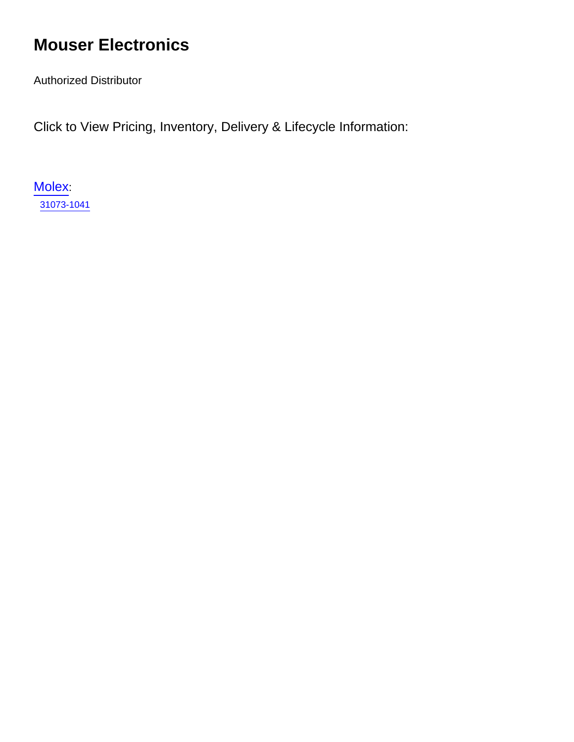# Mouser Electronics

Authorized Distributor

Click to View Pricing, Inventory, Delivery & Lifecycle Information:

Molex:

31073-1041